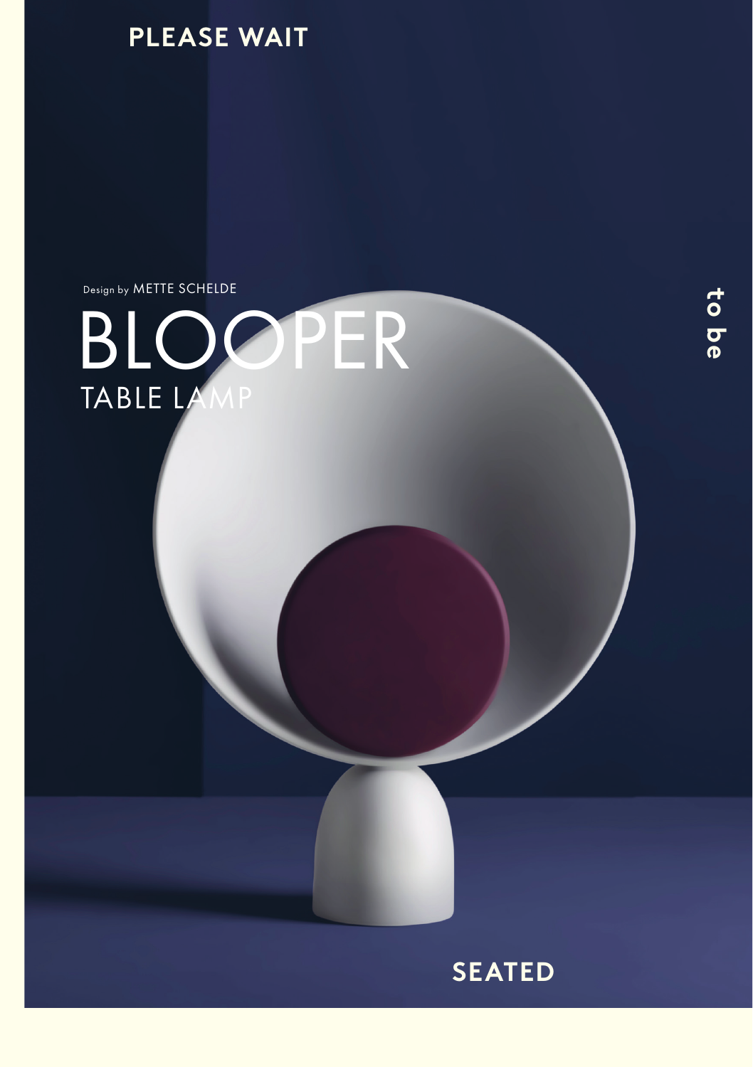**PLEASE WAIT**

Design by METTE SCHELDE

# BLOOPER

## TABLE LAMP

**to be**

**SEATED**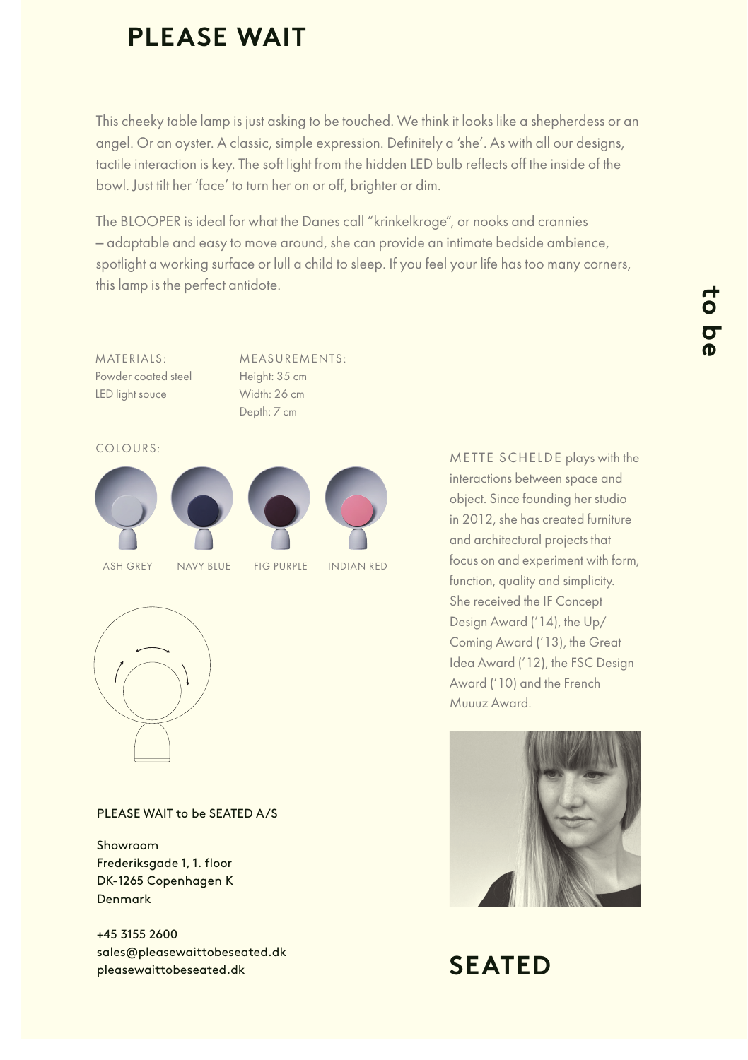# PLEASE WAIT

This cheeky table lamp is just asking to be touched. We think it looks like a shepherdess or an angel. Or an oyster. A classic, simple expression. Definitely a 'she'. As with all our designs, tactile interaction is key. The soft light from the hidden LED bulb reflects off the inside of the bowl. Just tilt her 'face' to turn her on or off, brighter or dim.

The BLOOPER is ideal for what the Danes call "krinkelkroge", or nooks and crannies – adaptable and easy to move around, she can provide an intimate bedside ambience, spotlight a working surface or lull a child to sleep. If you feel your life has too many corners, this lamp is the perfect antidote.

MATERIALS:
Powder coated steel
LED light souce

MEASUREMENTS:
Height: 35 cm
Width: 26 cm
Depth: 7 cm

COLOURS:

ASH GREY
NAVY BLUE
FIG PURPLE
INDIAN RED

METTE SCHELDE plays with the interactions between space and object. Since founding her studio in 2012, she has created furniture and architectural projects that focus on and experiment with form, function, quality and simplicity. She received the IF Concept Design Award ('14), the Up/Coming Award ('13), the Great Idea Award ('12), the FSC Design Award ('10) and the French Muuuz Award.

PLEASE WAIT to be SEATED A/S

Showroom
Frederiksgade 1, 1. floor
DK-1265 Copenhagen K
Denmark

+45 3155 2600
sales@pleasewaittobeseated.dk
pleasewaittobeseated.dk

to be

# SEATED